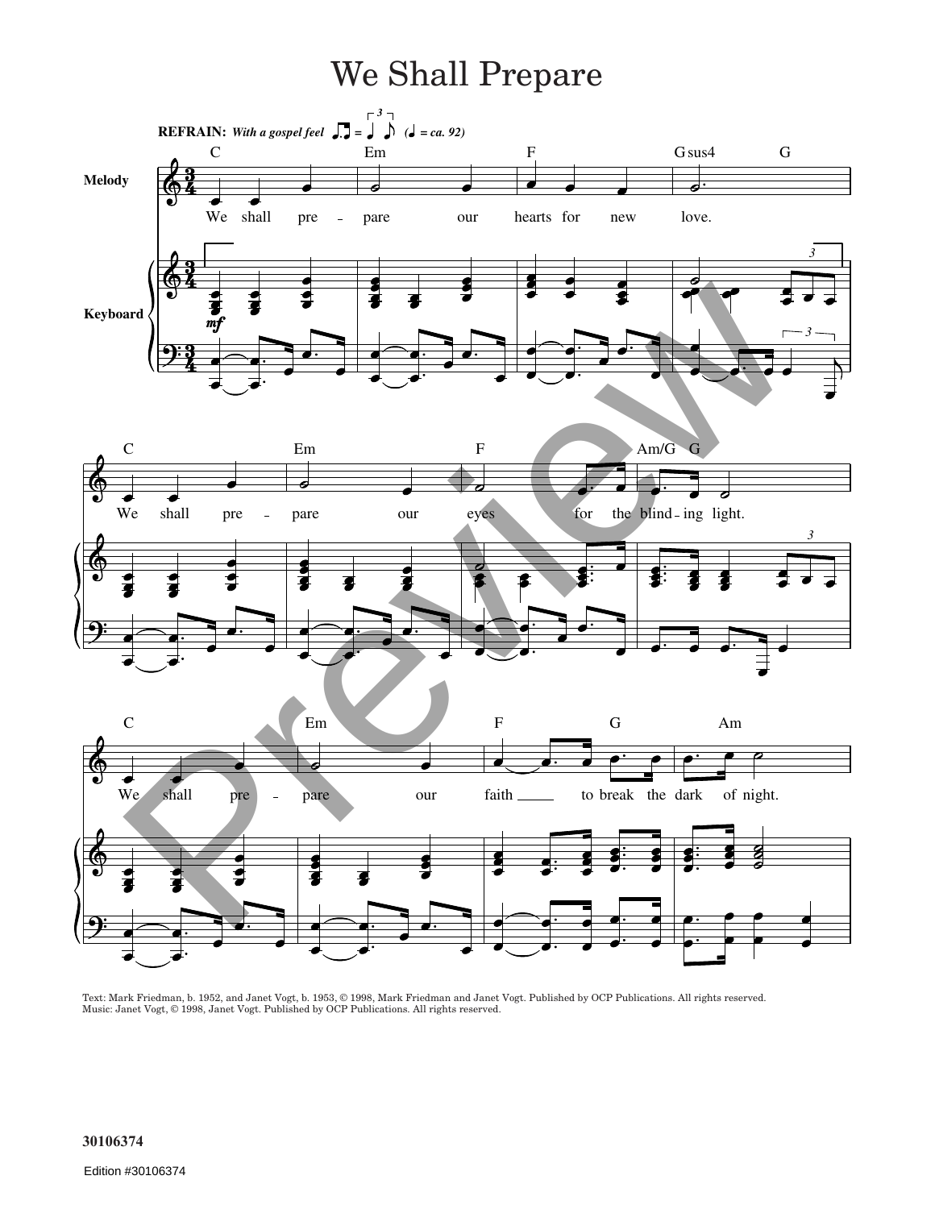# We Shall Prepare

**REFRAIN:** ***With a gospel feel*** (♩ = ca. 92)

C Em F Gsus4 G

We shall pre - pare our hearts for new love.

C Em F Am/G G

We shall pre - pare our eyes for the blind - ing light.

C Em F G Am

We shall pre - pare our faith ___ to break the dark of night.

Text: Mark Friedman, b. 1952, and Janet Vogt, b. 1953, © 1998, Mark Friedman and Janet Vogt. Published by OCP Publications. All rights reserved.
Music: Janet Vogt, © 1998, Janet Vogt. Published by OCP Publications. All rights reserved.

**30106374**

Edition #30106374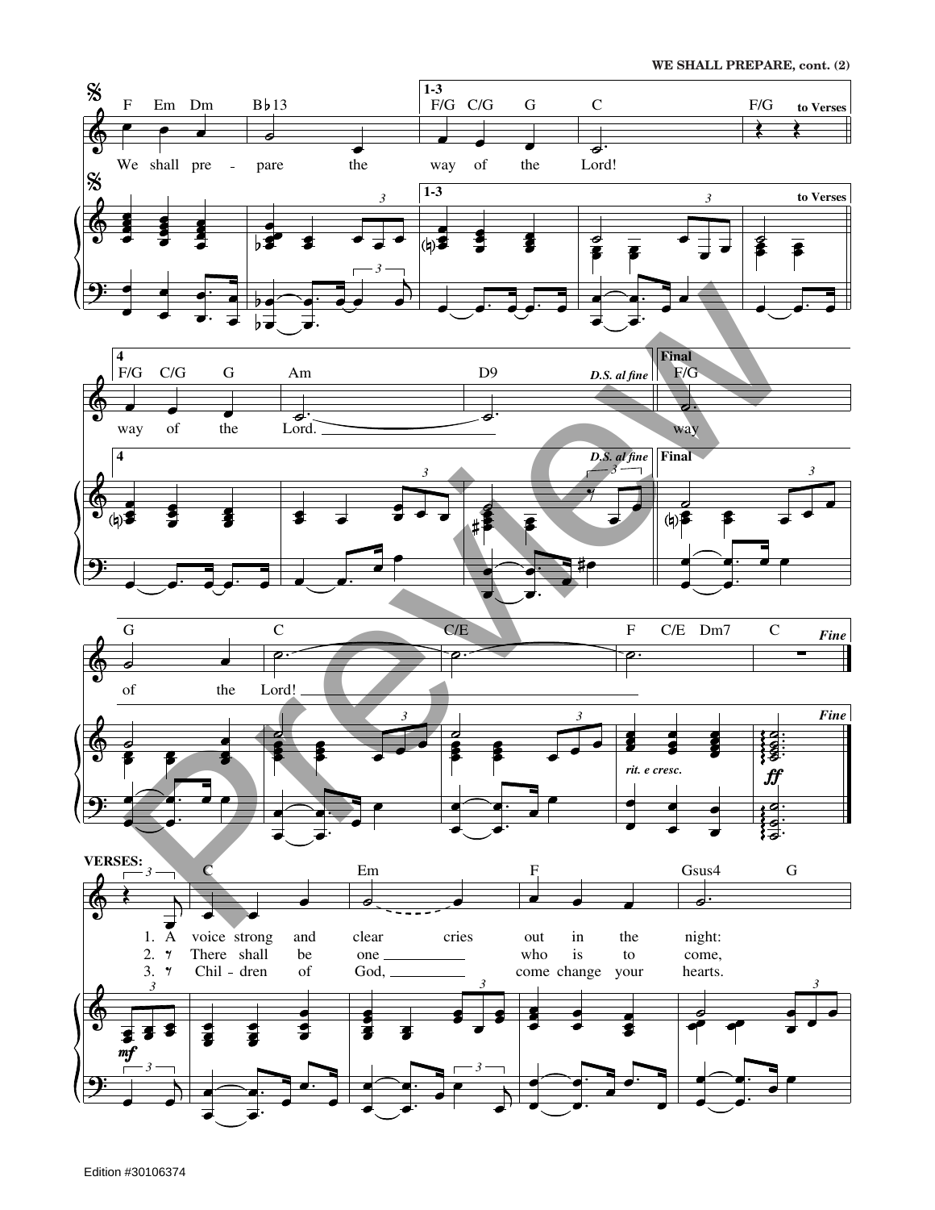We shall prepare the way of the Lord!

1-3 / to Verses

4 / D.S. al fine

way of the Lord.

Final

way of the Lord!

rit. e cresc.

*ff*

Fine

**VERSES:**

*mf*

1. A voice strong and clear cries out in the night:
2. There shall be one who is to come,
3. Chil - dren of God, come change your hearts.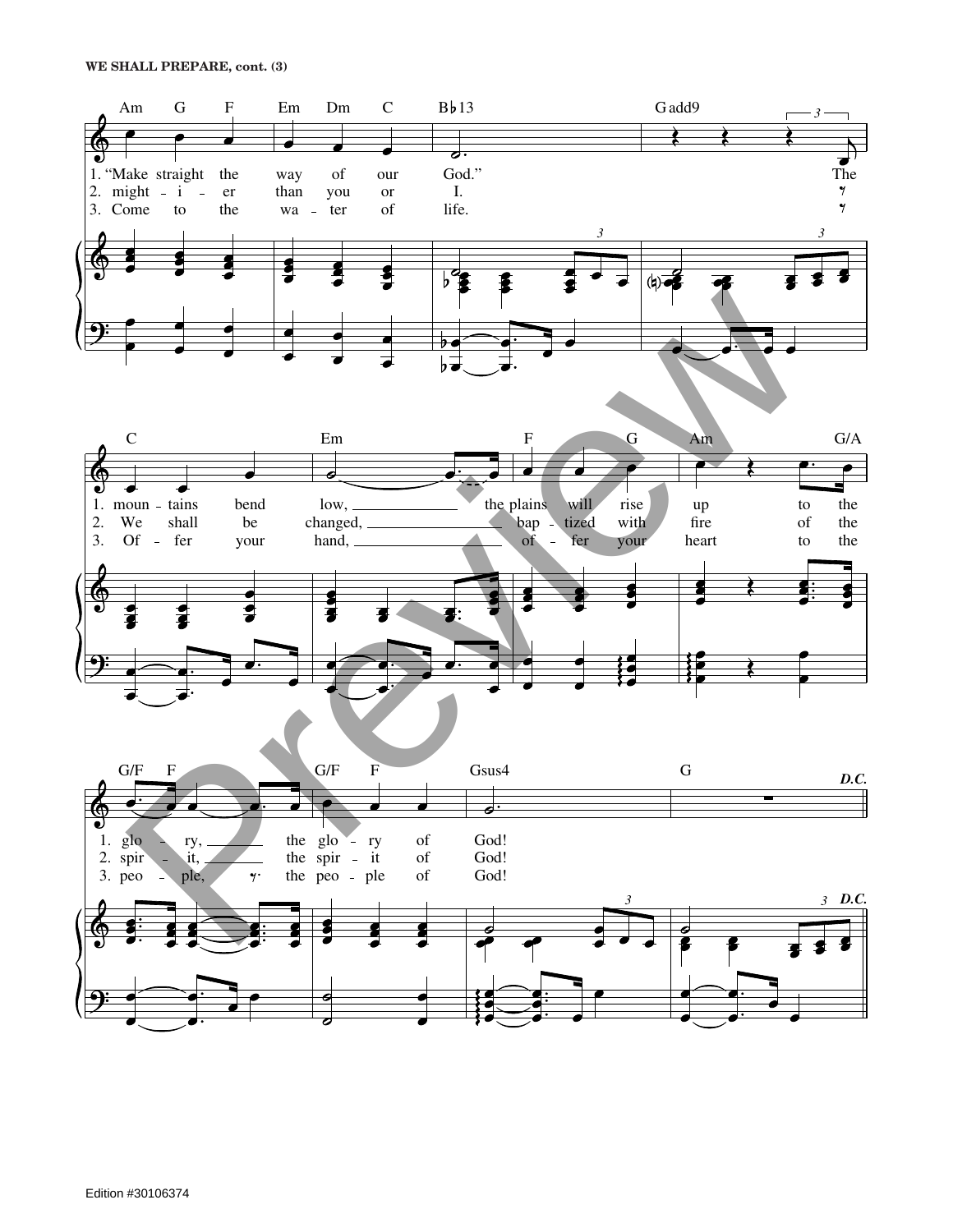Am G F Em Dm C B♭13 Gadd9

1. "Make straight the way of our God." The
2. might - i - er than you or I.
3. Come to the wa - ter of life.

C Em F G Am G/A

1. moun - tains bend low, the plains will rise up to the
2. We shall be changed, bap - tized with fire of the
3. Of - fer your hand, of - fer your heart to the

G/F F G/F F Gsus4 G *D.C.*

1. glo - ry, the glo - ry of God!
2. spir - it, the spir - it of God!
3. peo - ple, the peo - ple of God!

Edition #30106374